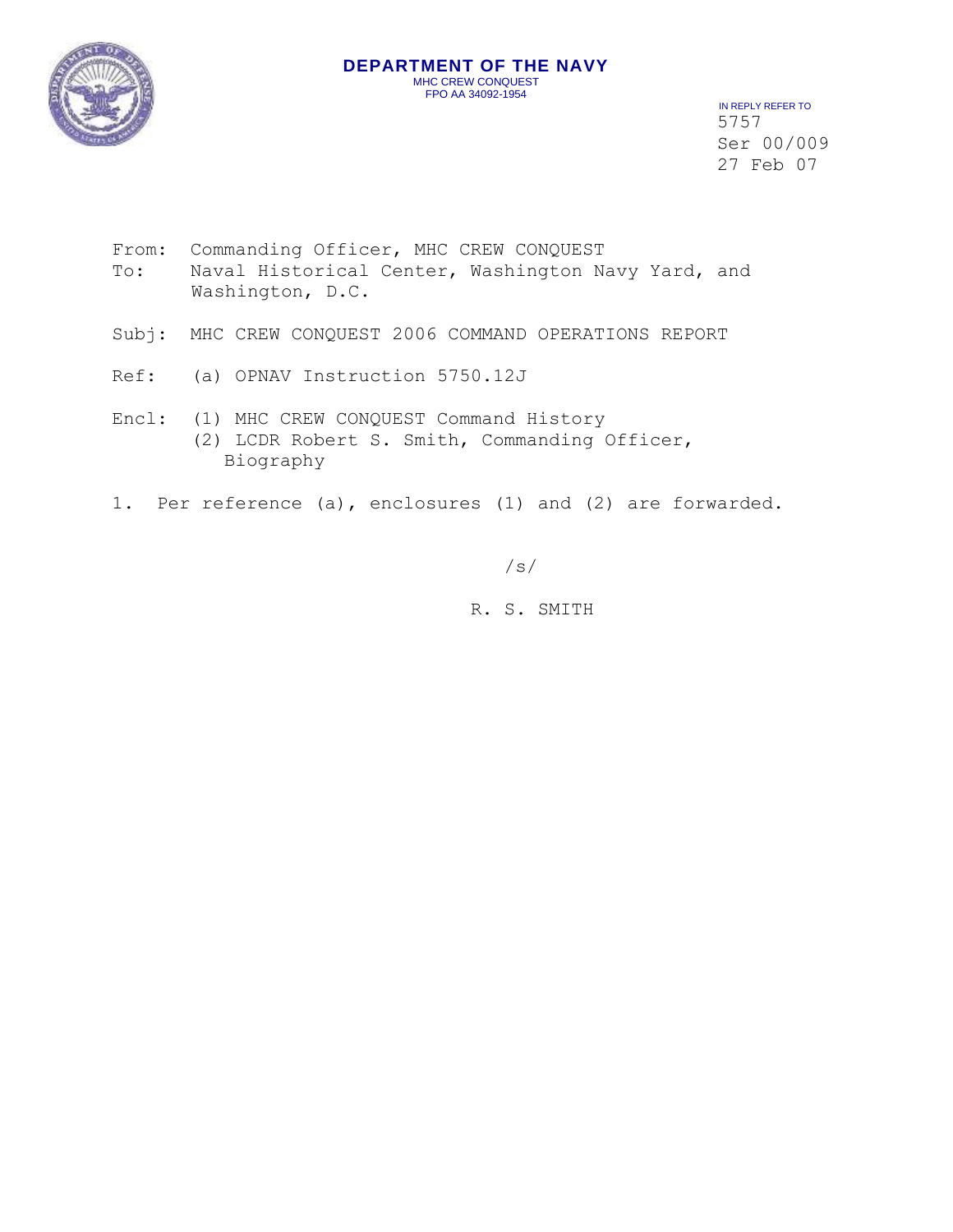**DEPARTMENT OF THE NAVY**
MHC CREW CONQUEST
FPO AA 34092-1954

IN REPLY REFER TO
5757
Ser 00/009
27 Feb 07

From: Commanding Officer, MHC CREW CONQUEST
To: Naval Historical Center, Washington Navy Yard, and Washington, D.C.

Subj: MHC CREW CONQUEST 2006 COMMAND OPERATIONS REPORT

Ref: (a) OPNAV Instruction 5750.12J

Encl: (1) MHC CREW CONQUEST Command History
(2) LCDR Robert S. Smith, Commanding Officer, Biography

1. Per reference (a), enclosures (1) and (2) are forwarded.

/s/

R. S. SMITH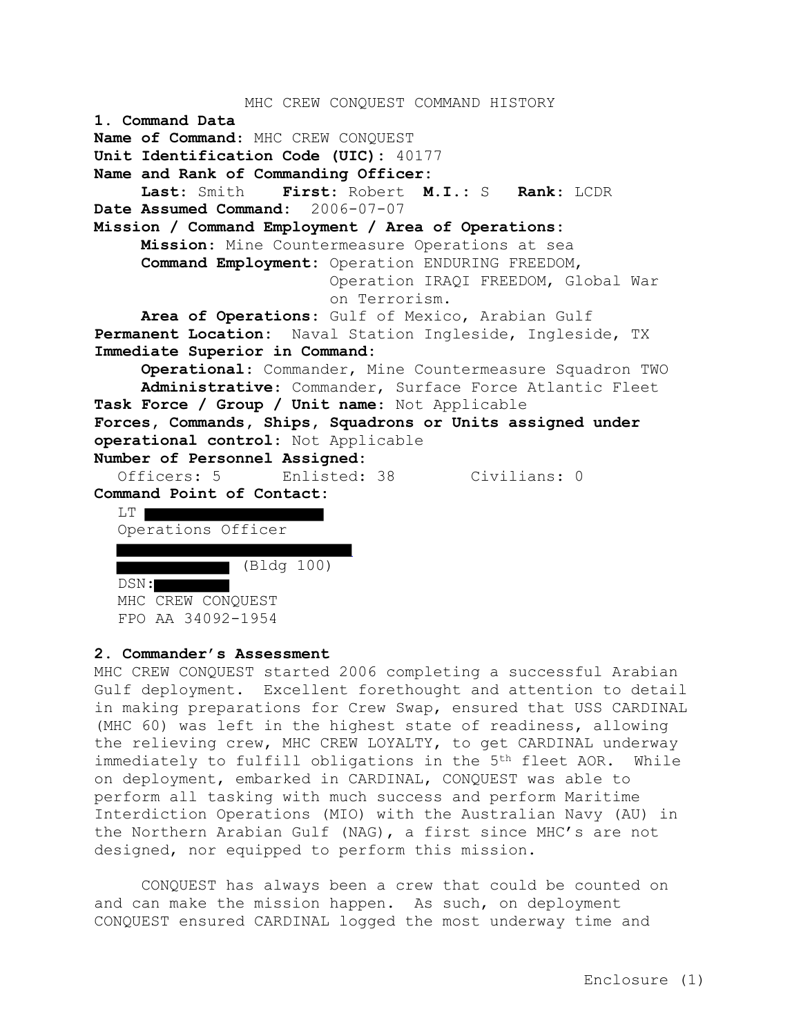MHC CREW CONQUEST COMMAND HISTORY

**1. Command Data**

**Name of Command:** MHC CREW CONQUEST

**Unit Identification Code (UIC):** 40177

**Name and Rank of Commanding Officer:**

**Last:** Smith **First:** Robert **M.I.:** S **Rank:** LCDR

**Date Assumed Command:** 2006-07-07

**Mission / Command Employment / Area of Operations:**

**Mission:** Mine Countermeasure Operations at sea

**Command Employment:** Operation ENDURING FREEDOM, Operation IRAQI FREEDOM, Global War on Terrorism.

**Area of Operations:** Gulf of Mexico, Arabian Gulf

**Permanent Location:** Naval Station Ingleside, Ingleside, TX

**Immediate Superior in Command:**

**Operational:** Commander, Mine Countermeasure Squadron TWO

**Administrative:** Commander, Surface Force Atlantic Fleet

**Task Force / Group / Unit name:** Not Applicable

**Forces, Commands, Ships, Squadrons or Units assigned under operational control:** Not Applicable

**Number of Personnel Assigned:**

Officers: 5 Enlisted: 38 Civilians: 0

**Command Point of Contact:**

LT [REDACTED]
Operations Officer
[REDACTED]
[REDACTED] (Bldg 100)
DSN: [REDACTED]
MHC CREW CONQUEST
FPO AA 34092-1954

**2. Commander's Assessment**

MHC CREW CONQUEST started 2006 completing a successful Arabian Gulf deployment. Excellent forethought and attention to detail in making preparations for Crew Swap, ensured that USS CARDINAL (MHC 60) was left in the highest state of readiness, allowing the relieving crew, MHC CREW LOYALTY, to get CARDINAL underway immediately to fulfill obligations in the 5th fleet AOR. While on deployment, embarked in CARDINAL, CONQUEST was able to perform all tasking with much success and perform Maritime Interdiction Operations (MIO) with the Australian Navy (AU) in the Northern Arabian Gulf (NAG), a first since MHC's are not designed, nor equipped to perform this mission.

CONQUEST has always been a crew that could be counted on and can make the mission happen. As such, on deployment CONQUEST ensured CARDINAL logged the most underway time and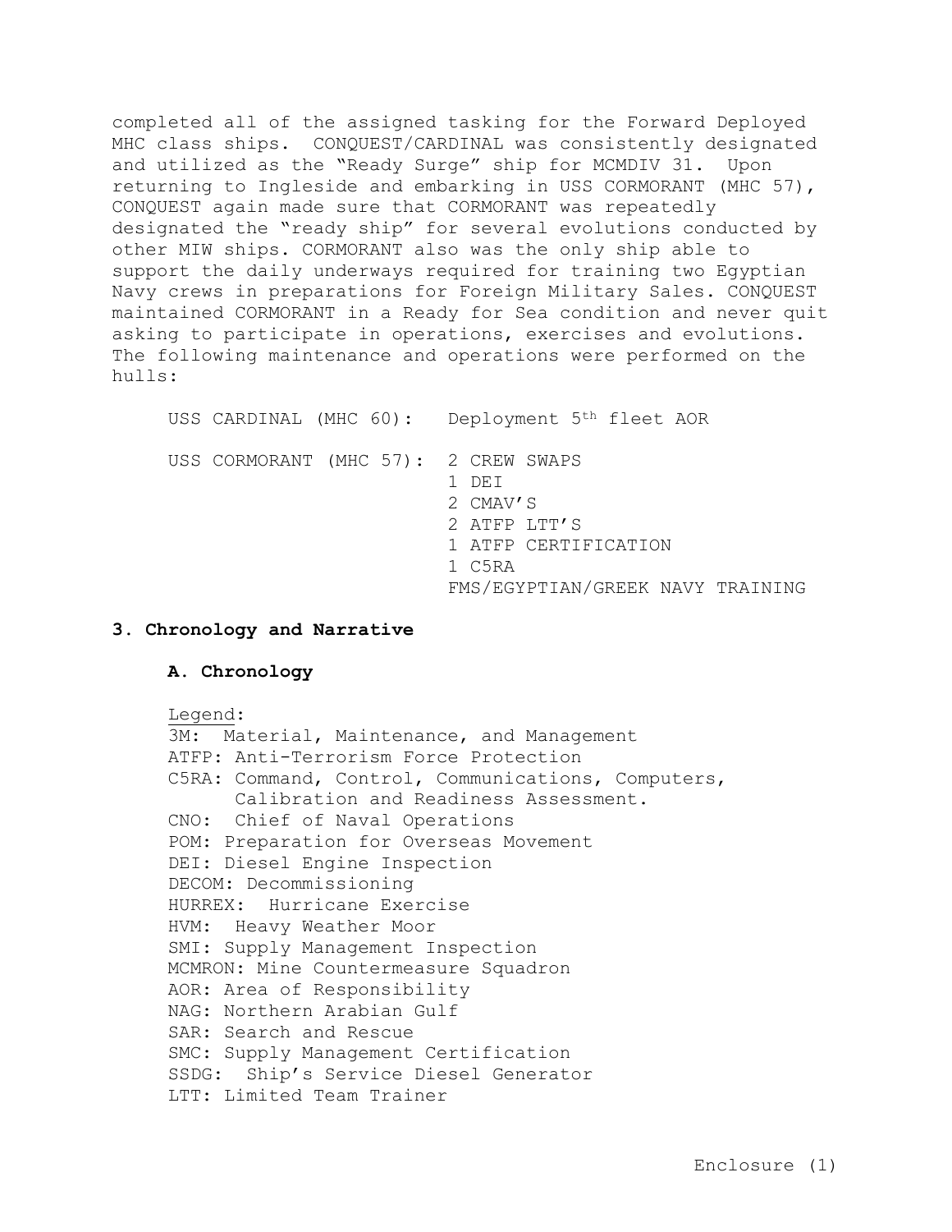completed all of the assigned tasking for the Forward Deployed MHC class ships. CONQUEST/CARDINAL was consistently designated and utilized as the "Ready Surge" ship for MCMDIV 31. Upon returning to Ingleside and embarking in USS CORMORANT (MHC 57), CONQUEST again made sure that CORMORANT was repeatedly designated the "ready ship" for several evolutions conducted by other MIW ships. CORMORANT also was the only ship able to support the daily underways required for training two Egyptian Navy crews in preparations for Foreign Military Sales. CONQUEST maintained CORMORANT in a Ready for Sea condition and never quit asking to participate in operations, exercises and evolutions. The following maintenance and operations were performed on the hulls:

| | |
|---|---|
| USS CARDINAL (MHC 60): | Deployment 5th fleet AOR |
| USS CORMORANT (MHC 57): | 2 CREW SWAPS |
| | 1 DEI |
| | 2 CMAV'S |
| | 2 ATFP LTT'S |
| | 1 ATFP CERTIFICATION |
| | 1 C5RA |
| | FMS/EGYPTIAN/GREEK NAVY TRAINING |

## 3. Chronology and Narrative

### A. Chronology

Legend:

3M: Material, Maintenance, and Management
ATFP: Anti-Terrorism Force Protection
C5RA: Command, Control, Communications, Computers, Calibration and Readiness Assessment.
CNO: Chief of Naval Operations
POM: Preparation for Overseas Movement
DEI: Diesel Engine Inspection
DECOM: Decommissioning
HURREX: Hurricane Exercise
HVM: Heavy Weather Moor
SMI: Supply Management Inspection
MCMRON: Mine Countermeasure Squadron
AOR: Area of Responsibility
NAG: Northern Arabian Gulf
SAR: Search and Rescue
SMC: Supply Management Certification
SSDG: Ship's Service Diesel Generator
LTT: Limited Team Trainer

Enclosure (1)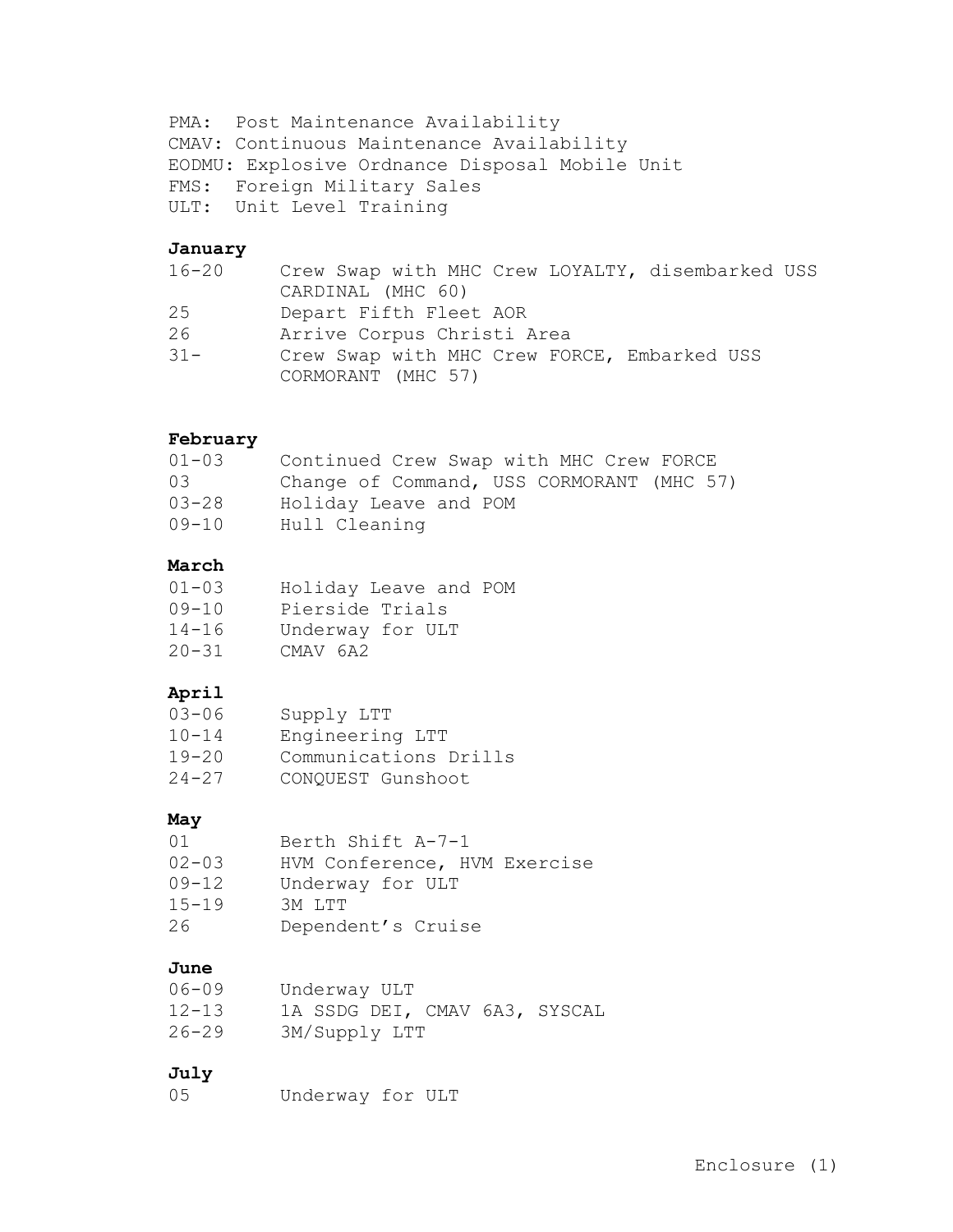PMA: Post Maintenance Availability
CMAV: Continuous Maintenance Availability
EODMU: Explosive Ordnance Disposal Mobile Unit
FMS: Foreign Military Sales
ULT: Unit Level Training

**January**

| | |
|---|---|
| 16-20 | Crew Swap with MHC Crew LOYALTY, disembarked USS CARDINAL (MHC 60) |
| 25 | Depart Fifth Fleet AOR |
| 26 | Arrive Corpus Christi Area |
| 31- | Crew Swap with MHC Crew FORCE, Embarked USS CORMORANT (MHC 57) |

**February**

| | |
|---|---|
| 01-03 | Continued Crew Swap with MHC Crew FORCE |
| 03 | Change of Command, USS CORMORANT (MHC 57) |
| 03-28 | Holiday Leave and POM |
| 09-10 | Hull Cleaning |

**March**

| | |
|---|---|
| 01-03 | Holiday Leave and POM |
| 09-10 | Pierside Trials |
| 14-16 | Underway for ULT |
| 20-31 | CMAV 6A2 |

**April**

| | |
|---|---|
| 03-06 | Supply LTT |
| 10-14 | Engineering LTT |
| 19-20 | Communications Drills |
| 24-27 | CONQUEST Gunshoot |

**May**

| | |
|---|---|
| 01 | Berth Shift A-7-1 |
| 02-03 | HVM Conference, HVM Exercise |
| 09-12 | Underway for ULT |
| 15-19 | 3M LTT |
| 26 | Dependent's Cruise |

**June**

| | |
|---|---|
| 06-09 | Underway ULT |
| 12-13 | 1A SSDG DEI, CMAV 6A3, SYSCAL |
| 26-29 | 3M/Supply LTT |

**July**

| | |
|---|---|
| 05 | Underway for ULT |

Enclosure (1)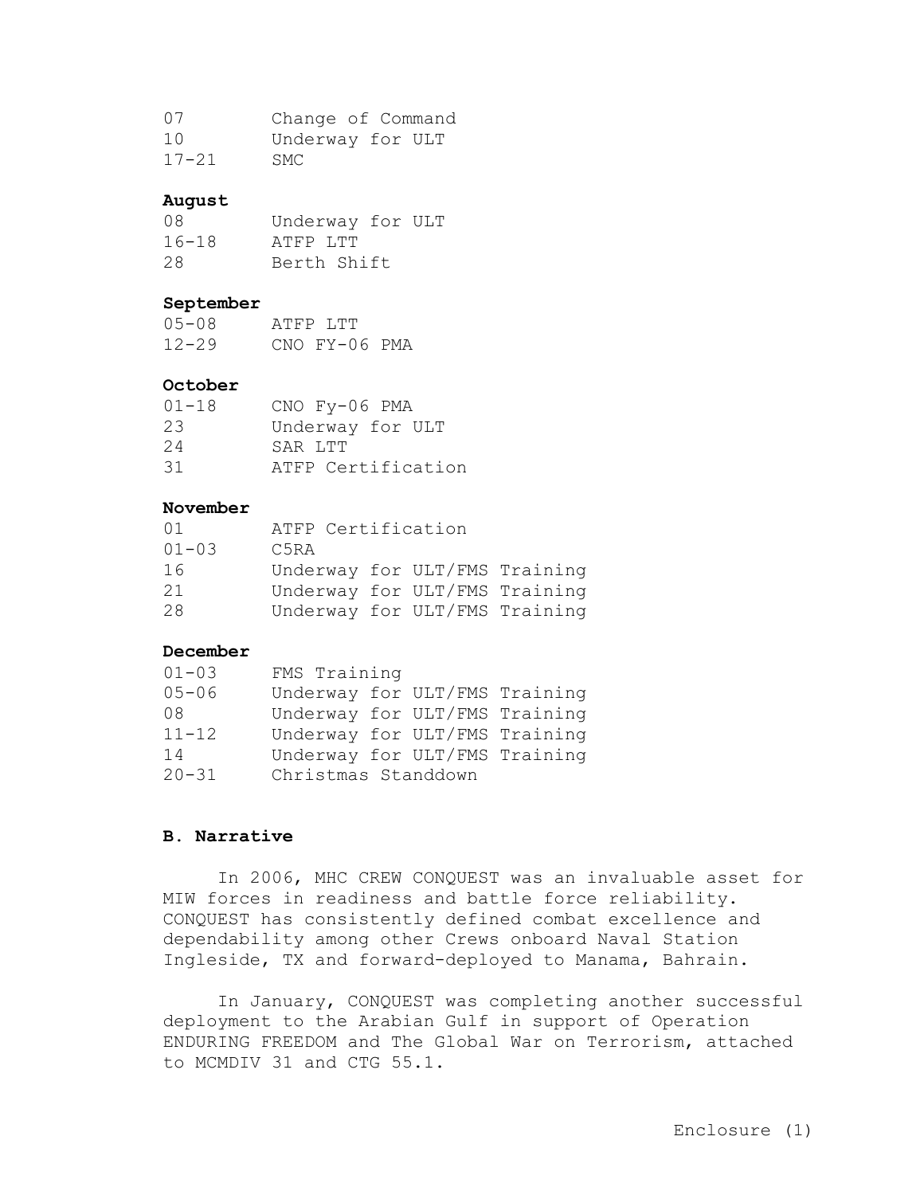| | |
|---|---|
| 07 | Change of Command |
| 10 | Underway for ULT |
| 17-21 | SMC |

**August**

| | |
|---|---|
| 08 | Underway for ULT |
| 16-18 | ATFP LTT |
| 28 | Berth Shift |

**September**

| | |
|---|---|
| 05-08 | ATFP LTT |
| 12-29 | CNO FY-06 PMA |

**October**

| | |
|---|---|
| 01-18 | CNO Fy-06 PMA |
| 23 | Underway for ULT |
| 24 | SAR LTT |
| 31 | ATFP Certification |

**November**

| | |
|---|---|
| 01 | ATFP Certification |
| 01-03 | C5RA |
| 16 | Underway for ULT/FMS Training |
| 21 | Underway for ULT/FMS Training |
| 28 | Underway for ULT/FMS Training |

**December**

| | |
|---|---|
| 01-03 | FMS Training |
| 05-06 | Underway for ULT/FMS Training |
| 08 | Underway for ULT/FMS Training |
| 11-12 | Underway for ULT/FMS Training |
| 14 | Underway for ULT/FMS Training |
| 20-31 | Christmas Standdown |

### B. Narrative

In 2006, MHC CREW CONQUEST was an invaluable asset for MIW forces in readiness and battle force reliability. CONQUEST has consistently defined combat excellence and dependability among other Crews onboard Naval Station Ingleside, TX and forward-deployed to Manama, Bahrain.

In January, CONQUEST was completing another successful deployment to the Arabian Gulf in support of Operation ENDURING FREEDOM and The Global War on Terrorism, attached to MCMDIV 31 and CTG 55.1.

Enclosure (1)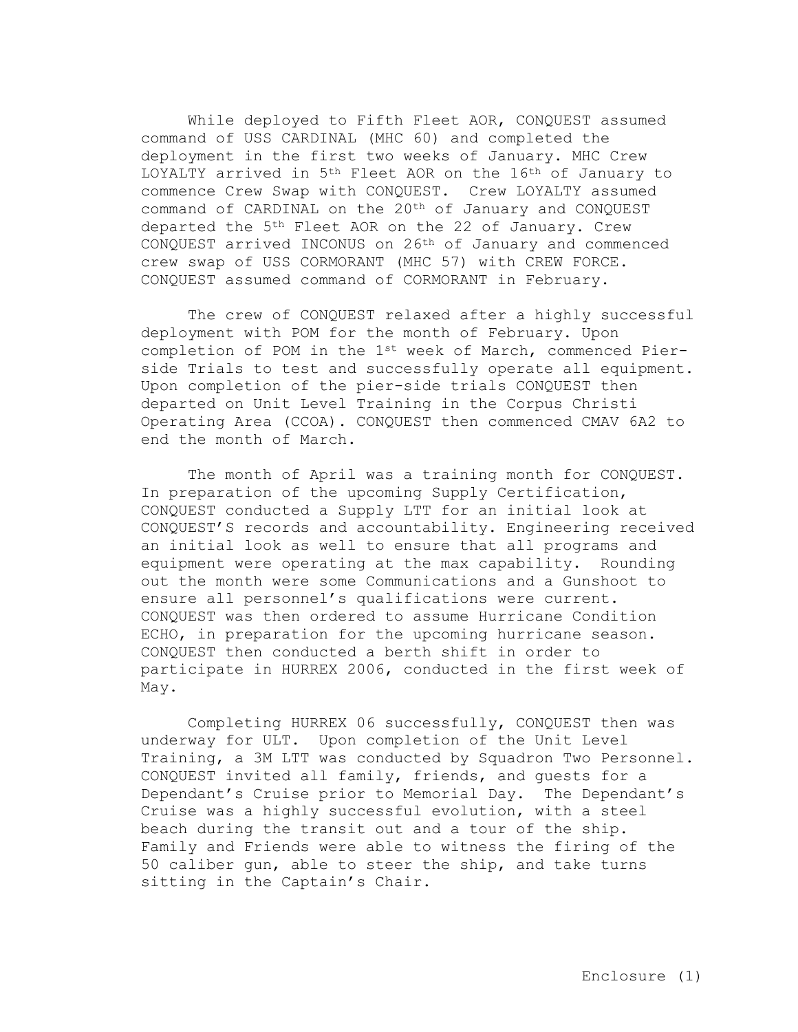While deployed to Fifth Fleet AOR, CONQUEST assumed command of USS CARDINAL (MHC 60) and completed the deployment in the first two weeks of January. MHC Crew LOYALTY arrived in 5th Fleet AOR on the 16th of January to commence Crew Swap with CONQUEST. Crew LOYALTY assumed command of CARDINAL on the 20th of January and CONQUEST departed the 5th Fleet AOR on the 22 of January. Crew CONQUEST arrived INCONUS on 26th of January and commenced crew swap of USS CORMORANT (MHC 57) with CREW FORCE. CONQUEST assumed command of CORMORANT in February.

The crew of CONQUEST relaxed after a highly successful deployment with POM for the month of February. Upon completion of POM in the 1st week of March, commenced Pier-side Trials to test and successfully operate all equipment. Upon completion of the pier-side trials CONQUEST then departed on Unit Level Training in the Corpus Christi Operating Area (CCOA). CONQUEST then commenced CMAV 6A2 to end the month of March.

The month of April was a training month for CONQUEST. In preparation of the upcoming Supply Certification, CONQUEST conducted a Supply LTT for an initial look at CONQUEST'S records and accountability. Engineering received an initial look as well to ensure that all programs and equipment were operating at the max capability. Rounding out the month were some Communications and a Gunshoot to ensure all personnel's qualifications were current. CONQUEST was then ordered to assume Hurricane Condition ECHO, in preparation for the upcoming hurricane season. CONQUEST then conducted a berth shift in order to participate in HURREX 2006, conducted in the first week of May.

Completing HURREX 06 successfully, CONQUEST then was underway for ULT. Upon completion of the Unit Level Training, a 3M LTT was conducted by Squadron Two Personnel. CONQUEST invited all family, friends, and guests for a Dependant's Cruise prior to Memorial Day. The Dependant's Cruise was a highly successful evolution, with a steel beach during the transit out and a tour of the ship. Family and Friends were able to witness the firing of the 50 caliber gun, able to steer the ship, and take turns sitting in the Captain's Chair.

Enclosure (1)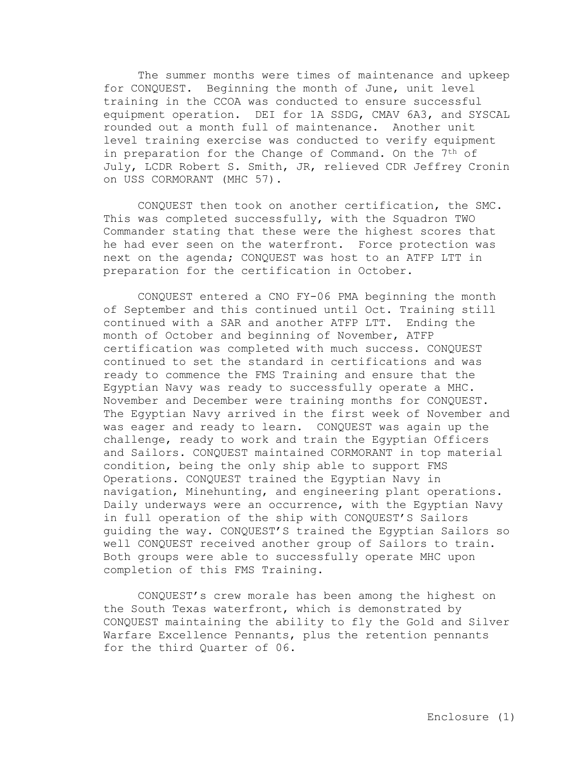The summer months were times of maintenance and upkeep for CONQUEST. Beginning the month of June, unit level training in the CCOA was conducted to ensure successful equipment operation. DEI for 1A SSDG, CMAV 6A3, and SYSCAL rounded out a month full of maintenance. Another unit level training exercise was conducted to verify equipment in preparation for the Change of Command. On the 7th of July, LCDR Robert S. Smith, JR, relieved CDR Jeffrey Cronin on USS CORMORANT (MHC 57).

CONQUEST then took on another certification, the SMC. This was completed successfully, with the Squadron TWO Commander stating that these were the highest scores that he had ever seen on the waterfront. Force protection was next on the agenda; CONQUEST was host to an ATFP LTT in preparation for the certification in October.

CONQUEST entered a CNO FY-06 PMA beginning the month of September and this continued until Oct. Training still continued with a SAR and another ATFP LTT. Ending the month of October and beginning of November, ATFP certification was completed with much success. CONQUEST continued to set the standard in certifications and was ready to commence the FMS Training and ensure that the Egyptian Navy was ready to successfully operate a MHC. November and December were training months for CONQUEST. The Egyptian Navy arrived in the first week of November and was eager and ready to learn. CONQUEST was again up the challenge, ready to work and train the Egyptian Officers and Sailors. CONQUEST maintained CORMORANT in top material condition, being the only ship able to support FMS Operations. CONQUEST trained the Egyptian Navy in navigation, Minehunting, and engineering plant operations. Daily underways were an occurrence, with the Egyptian Navy in full operation of the ship with CONQUEST'S Sailors guiding the way. CONQUEST'S trained the Egyptian Sailors so well CONQUEST received another group of Sailors to train. Both groups were able to successfully operate MHC upon completion of this FMS Training.

CONQUEST's crew morale has been among the highest on the South Texas waterfront, which is demonstrated by CONQUEST maintaining the ability to fly the Gold and Silver Warfare Excellence Pennants, plus the retention pennants for the third Quarter of 06.

Enclosure (1)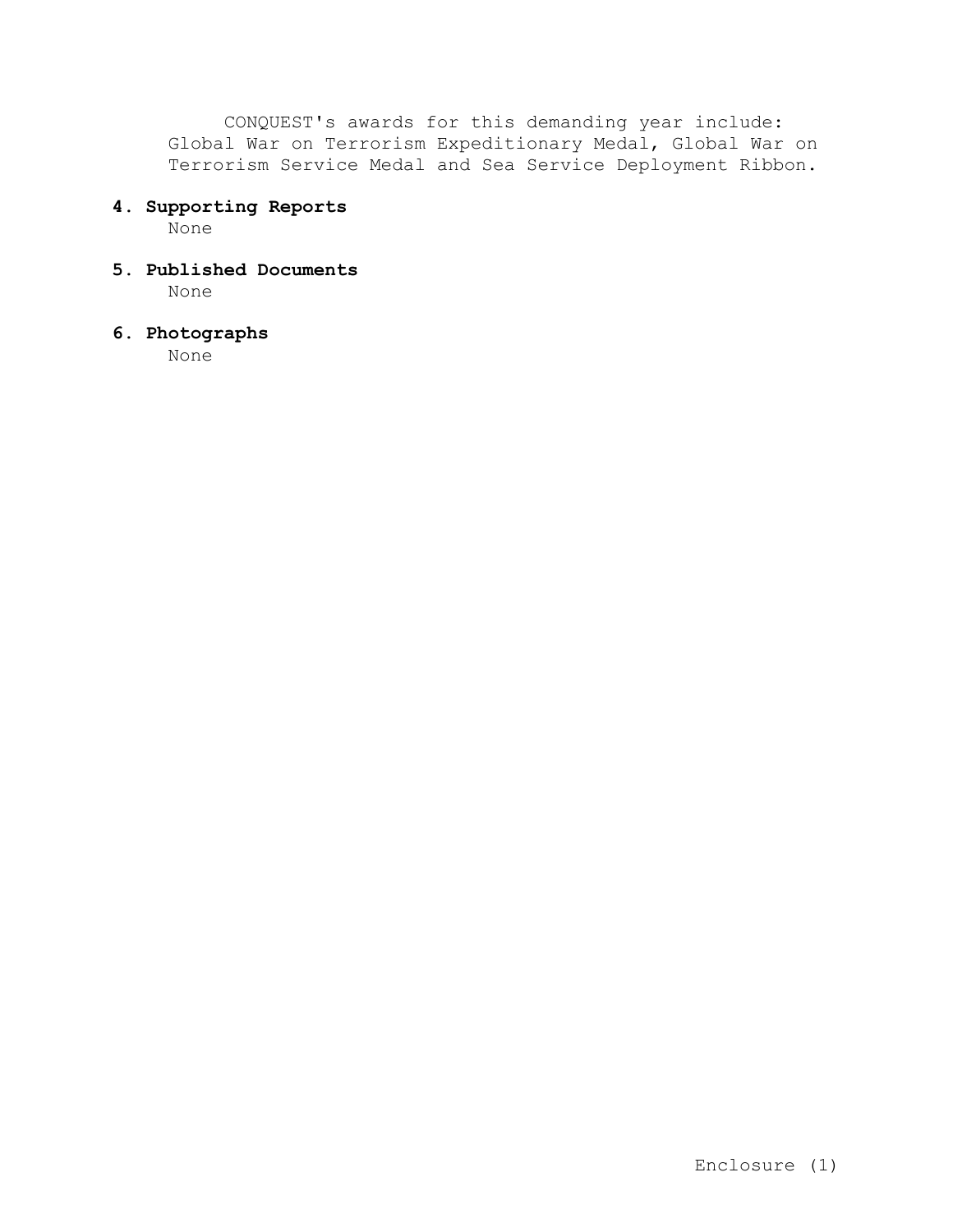CONQUEST's awards for this demanding year include: Global War on Terrorism Expeditionary Medal, Global War on Terrorism Service Medal and Sea Service Deployment Ribbon.

**4. Supporting Reports**

None

**5. Published Documents**

None

**6. Photographs**

None

Enclosure (1)